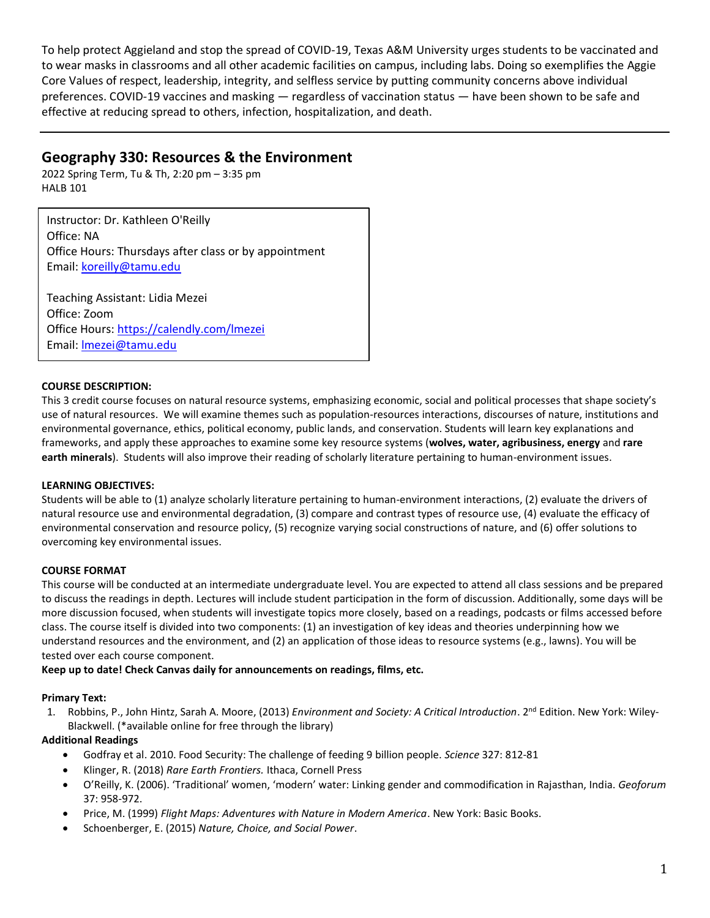To help protect Aggieland and stop the spread of COVID-19, Texas A&M University urges students to be vaccinated and to wear masks in classrooms and all other academic facilities on campus, including labs. Doing so exemplifies the Aggie Core Values of respect, leadership, integrity, and selfless service by putting community concerns above individual preferences. COVID-19 vaccines and masking — regardless of vaccination status — have been shown to be safe and effective at reducing spread to others, infection, hospitalization, and death.

---

## Geography 330: Resources & the Environment

2022 Spring Term, Tu & Th, 2:20 pm – 3:35 pm
HALB 101

Instructor: Dr. Kathleen O'Reilly
Office: NA
Office Hours: Thursdays after class or by appointment
Email: koreilly@tamu.edu

Teaching Assistant: Lidia Mezei
Office: Zoom
Office Hours: https://calendly.com/lmezei
Email: lmezei@tamu.edu

**COURSE DESCRIPTION:**

This 3 credit course focuses on natural resource systems, emphasizing economic, social and political processes that shape society's use of natural resources. We will examine themes such as population-resources interactions, discourses of nature, institutions and environmental governance, ethics, political economy, public lands, and conservation. Students will learn key explanations and frameworks, and apply these approaches to examine some key resource systems (**wolves, water, agribusiness, energy** and **rare earth minerals**). Students will also improve their reading of scholarly literature pertaining to human-environment issues.

**LEARNING OBJECTIVES:**

Students will be able to (1) analyze scholarly literature pertaining to human-environment interactions, (2) evaluate the drivers of natural resource use and environmental degradation, (3) compare and contrast types of resource use, (4) evaluate the efficacy of environmental conservation and resource policy, (5) recognize varying social constructions of nature, and (6) offer solutions to overcoming key environmental issues.

**COURSE FORMAT**

This course will be conducted at an intermediate undergraduate level. You are expected to attend all class sessions and be prepared to discuss the readings in depth. Lectures will include student participation in the form of discussion. Additionally, some days will be more discussion focused, when students will investigate topics more closely, based on a readings, podcasts or films accessed before class. The course itself is divided into two components: (1) an investigation of key ideas and theories underpinning how we understand resources and the environment, and (2) an application of those ideas to resource systems (e.g., lawns). You will be tested over each course component.

**Keep up to date! Check Canvas daily for announcements on readings, films, etc.**

**Primary Text:**

1. Robbins, P., John Hintz, Sarah A. Moore, (2013) *Environment and Society: A Critical Introduction*. 2nd Edition. New York: Wiley-Blackwell. (*available online for free through the library)

**Additional Readings**

- Godfray et al. 2010. Food Security: The challenge of feeding 9 billion people. *Science* 327: 812-81
- Klinger, R. (2018) *Rare Earth Frontiers.* Ithaca, Cornell Press
- O'Reilly, K. (2006). 'Traditional' women, 'modern' water: Linking gender and commodification in Rajasthan, India. *Geoforum* 37: 958-972.
- Price, M. (1999) *Flight Maps: Adventures with Nature in Modern America*. New York: Basic Books.
- Schoenberger, E. (2015) *Nature, Choice, and Social Power*.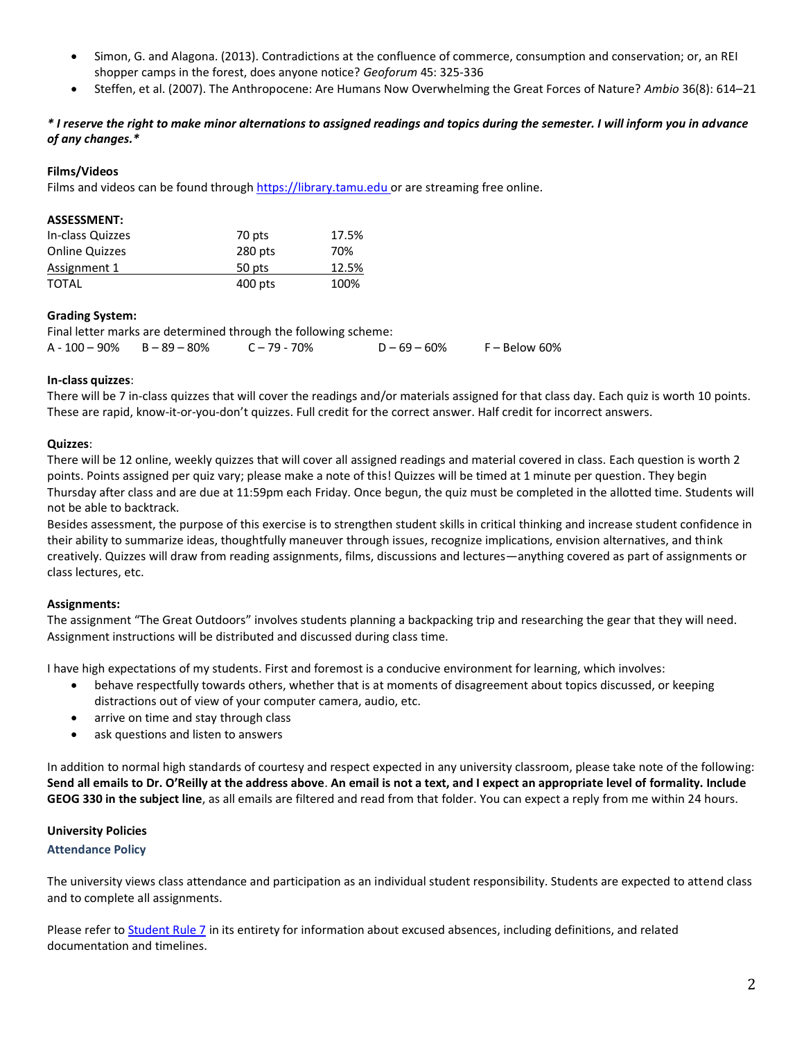- Simon, G. and Alagona. (2013). Contradictions at the confluence of commerce, consumption and conservation; or, an REI shopper camps in the forest, does anyone notice? *Geoforum* 45: 325-336
- Steffen, et al. (2007). The Anthropocene: Are Humans Now Overwhelming the Great Forces of Nature? *Ambio* 36(8): 614–21

***\* I reserve the right to make minor alternations to assigned readings and topics during the semester. I will inform you in advance of any changes.\****

**Films/Videos**

Films and videos can be found through https://library.tamu.edu or are streaming free online.

**ASSESSMENT:**

| | | |
|---|---|---|
| In-class Quizzes | 70 pts | 17.5% |
| Online Quizzes | 280 pts | 70% |
| Assignment 1 | 50 pts | 12.5% |
| TOTAL | 400 pts | 100% |

**Grading System:**

Final letter marks are determined through the following scheme:

A - 100 – 90% B – 89 – 80% C – 79 - 70% D – 69 – 60% F – Below 60%

**In-class quizzes**:

There will be 7 in-class quizzes that will cover the readings and/or materials assigned for that class day. Each quiz is worth 10 points. These are rapid, know-it-or-you-don't quizzes. Full credit for the correct answer. Half credit for incorrect answers.

**Quizzes**:

There will be 12 online, weekly quizzes that will cover all assigned readings and material covered in class. Each question is worth 2 points. Points assigned per quiz vary; please make a note of this! Quizzes will be timed at 1 minute per question. They begin Thursday after class and are due at 11:59pm each Friday. Once begun, the quiz must be completed in the allotted time. Students will not be able to backtrack.

Besides assessment, the purpose of this exercise is to strengthen student skills in critical thinking and increase student confidence in their ability to summarize ideas, thoughtfully maneuver through issues, recognize implications, envision alternatives, and think creatively. Quizzes will draw from reading assignments, films, discussions and lectures—anything covered as part of assignments or class lectures, etc.

**Assignments:**

The assignment "The Great Outdoors" involves students planning a backpacking trip and researching the gear that they will need. Assignment instructions will be distributed and discussed during class time.

I have high expectations of my students. First and foremost is a conducive environment for learning, which involves:

- behave respectfully towards others, whether that is at moments of disagreement about topics discussed, or keeping distractions out of view of your computer camera, audio, etc.
- arrive on time and stay through class
- ask questions and listen to answers

In addition to normal high standards of courtesy and respect expected in any university classroom, please take note of the following: **Send all emails to Dr. O'Reilly at the address above**. **An email is not a text, and I expect an appropriate level of formality. Include GEOG 330 in the subject line**, as all emails are filtered and read from that folder. You can expect a reply from me within 24 hours.

## University Policies

### Attendance Policy

The university views class attendance and participation as an individual student responsibility. Students are expected to attend class and to complete all assignments.

Please refer to Student Rule 7 in its entirety for information about excused absences, including definitions, and related documentation and timelines.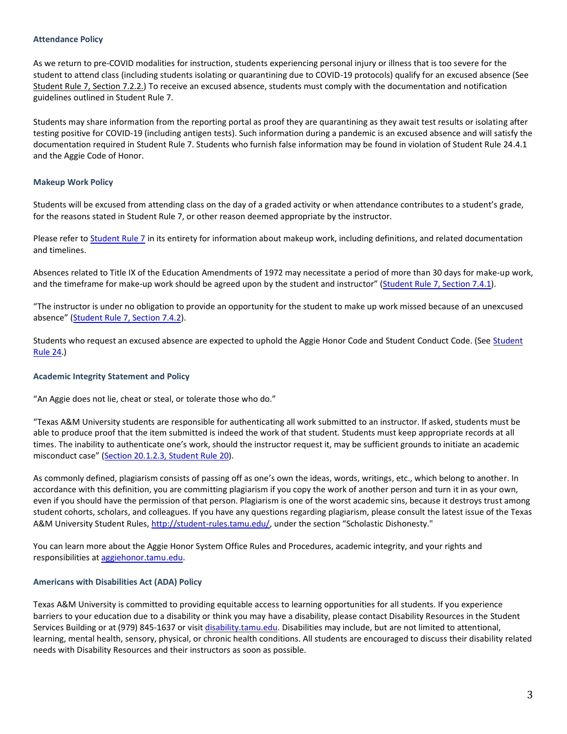### Attendance Policy

As we return to pre-COVID modalities for instruction, students experiencing personal injury or illness that is too severe for the student to attend class (including students isolating or quarantining due to COVID-19 protocols) qualify for an excused absence (See Student Rule 7, Section 7.2.2.) To receive an excused absence, students must comply with the documentation and notification guidelines outlined in Student Rule 7.

Students may share information from the reporting portal as proof they are quarantining as they await test results or isolating after testing positive for COVID-19 (including antigen tests). Such information during a pandemic is an excused absence and will satisfy the documentation required in Student Rule 7. Students who furnish false information may be found in violation of Student Rule 24.4.1 and the Aggie Code of Honor.

### Makeup Work Policy

Students will be excused from attending class on the day of a graded activity or when attendance contributes to a student's grade, for the reasons stated in Student Rule 7, or other reason deemed appropriate by the instructor.

Please refer to [Student Rule 7](#) in its entirety for information about makeup work, including definitions, and related documentation and timelines.

Absences related to Title IX of the Education Amendments of 1972 may necessitate a period of more than 30 days for make-up work, and the timeframe for make-up work should be agreed upon by the student and instructor" ([Student Rule 7, Section 7.4.1](#)).

"The instructor is under no obligation to provide an opportunity for the student to make up work missed because of an unexcused absence" ([Student Rule 7, Section 7.4.2](#)).

Students who request an excused absence are expected to uphold the Aggie Honor Code and Student Conduct Code. (See [Student Rule 24](#).)

### Academic Integrity Statement and Policy

"An Aggie does not lie, cheat or steal, or tolerate those who do."

"Texas A&M University students are responsible for authenticating all work submitted to an instructor. If asked, students must be able to produce proof that the item submitted is indeed the work of that student. Students must keep appropriate records at all times. The inability to authenticate one's work, should the instructor request it, may be sufficient grounds to initiate an academic misconduct case" ([Section 20.1.2.3, Student Rule 20](#)).

As commonly defined, plagiarism consists of passing off as one's own the ideas, words, writings, etc., which belong to another. In accordance with this definition, you are committing plagiarism if you copy the work of another person and turn it in as your own, even if you should have the permission of that person. Plagiarism is one of the worst academic sins, because it destroys trust among student cohorts, scholars, and colleagues. If you have any questions regarding plagiarism, please consult the latest issue of the Texas A&M University Student Rules, http://student-rules.tamu.edu/, under the section "Scholastic Dishonesty."

You can learn more about the Aggie Honor System Office Rules and Procedures, academic integrity, and your rights and responsibilities at [aggiehonor.tamu.edu](#).

### Americans with Disabilities Act (ADA) Policy

Texas A&M University is committed to providing equitable access to learning opportunities for all students. If you experience barriers to your education due to a disability or think you may have a disability, please contact Disability Resources in the Student Services Building or at (979) 845-1637 or visit [disability.tamu.edu](#). Disabilities may include, but are not limited to attentional, learning, mental health, sensory, physical, or chronic health conditions. All students are encouraged to discuss their disability related needs with Disability Resources and their instructors as soon as possible.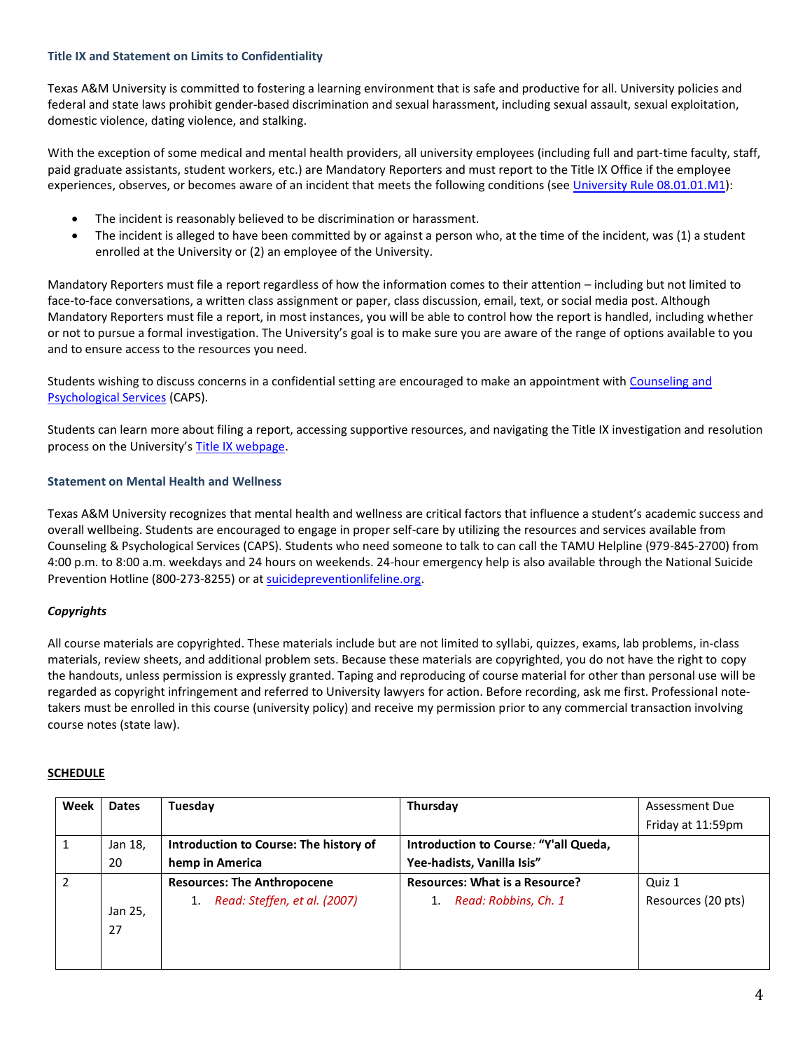### Title IX and Statement on Limits to Confidentiality

Texas A&M University is committed to fostering a learning environment that is safe and productive for all. University policies and federal and state laws prohibit gender-based discrimination and sexual harassment, including sexual assault, sexual exploitation, domestic violence, dating violence, and stalking.

With the exception of some medical and mental health providers, all university employees (including full and part-time faculty, staff, paid graduate assistants, student workers, etc.) are Mandatory Reporters and must report to the Title IX Office if the employee experiences, observes, or becomes aware of an incident that meets the following conditions (see University Rule 08.01.01.M1):

- The incident is reasonably believed to be discrimination or harassment.
- The incident is alleged to have been committed by or against a person who, at the time of the incident, was (1) a student enrolled at the University or (2) an employee of the University.

Mandatory Reporters must file a report regardless of how the information comes to their attention – including but not limited to face-to-face conversations, a written class assignment or paper, class discussion, email, text, or social media post. Although Mandatory Reporters must file a report, in most instances, you will be able to control how the report is handled, including whether or not to pursue a formal investigation. The University's goal is to make sure you are aware of the range of options available to you and to ensure access to the resources you need.

Students wishing to discuss concerns in a confidential setting are encouraged to make an appointment with Counseling and Psychological Services (CAPS).

Students can learn more about filing a report, accessing supportive resources, and navigating the Title IX investigation and resolution process on the University's Title IX webpage.

### Statement on Mental Health and Wellness

Texas A&M University recognizes that mental health and wellness are critical factors that influence a student's academic success and overall wellbeing. Students are encouraged to engage in proper self-care by utilizing the resources and services available from Counseling & Psychological Services (CAPS). Students who need someone to talk to can call the TAMU Helpline (979-845-2700) from 4:00 p.m. to 8:00 a.m. weekdays and 24 hours on weekends. 24-hour emergency help is also available through the National Suicide Prevention Hotline (800-273-8255) or at suicidepreventionlifeline.org.

### *Copyrights*

All course materials are copyrighted. These materials include but are not limited to syllabi, quizzes, exams, lab problems, in-class materials, review sheets, and additional problem sets. Because these materials are copyrighted, you do not have the right to copy the handouts, unless permission is expressly granted. Taping and reproducing of course material for other than personal use will be regarded as copyright infringement and referred to University lawyers for action. Before recording, ask me first. Professional note-takers must be enrolled in this course (university policy) and receive my permission prior to any commercial transaction involving course notes (state law).

## SCHEDULE

| Week | Dates | Tuesday | Thursday | Assessment Due Friday at 11:59pm |
|---|---|---|---|---|
| 1 | Jan 18, 20 | **Introduction to Course: The history of hemp in America** | **Introduction to Course*:* "Y'all Queda, Yee-hadists, Vanilla Isis"** | |
| 2 | Jan 25, 27 | **Resources: The Anthropocene**<br>1. *Read: Steffen, et al. (2007)* | **Resources: What is a Resource?**<br>1. *Read: Robbins, Ch. 1* | Quiz 1<br>Resources (20 pts) |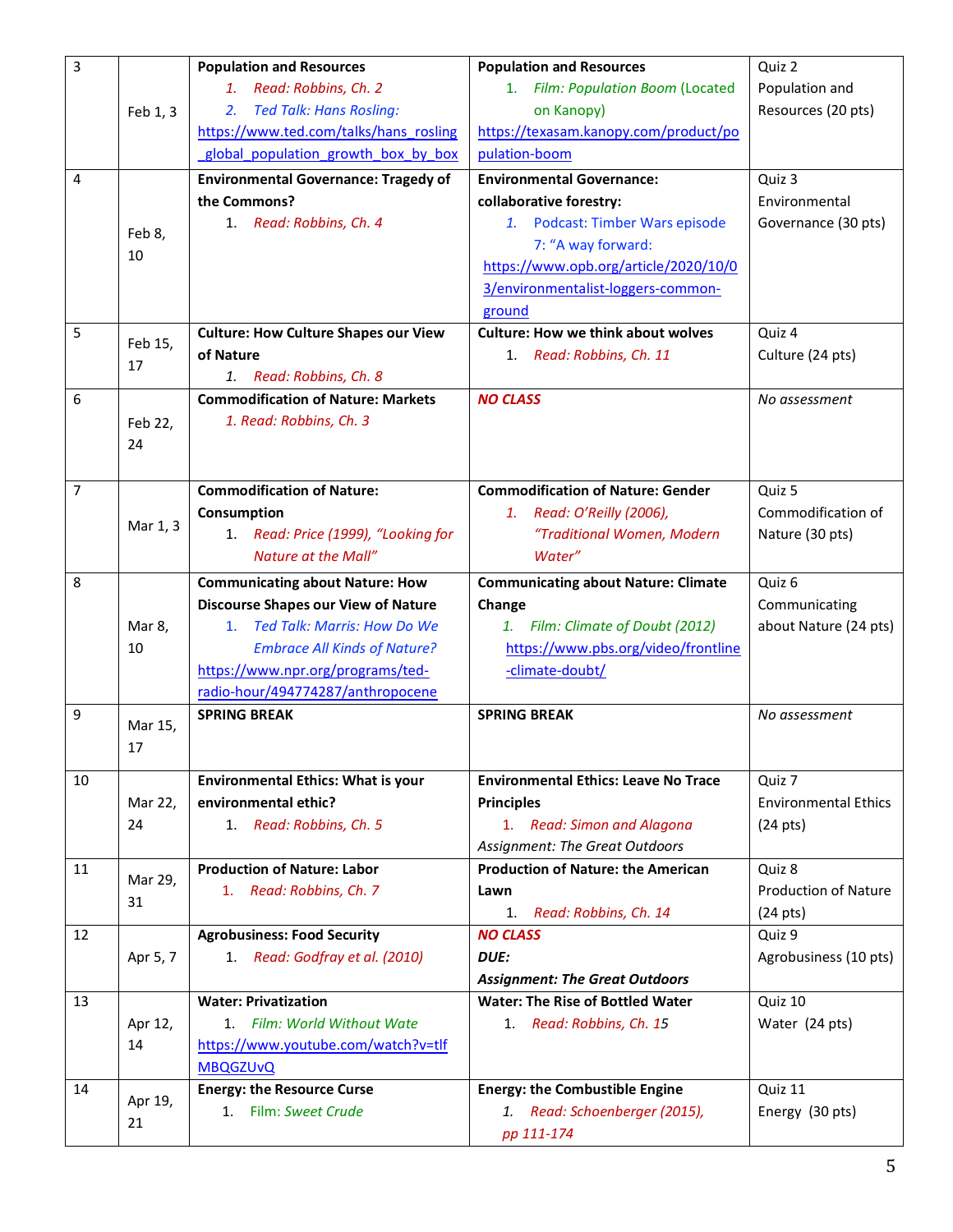| 3 | Feb 1, 3 | **Population and Resources**<br>1. *Read: Robbins, Ch. 2*<br>2. *Ted Talk: Hans Rosling:* https://www.ted.com/talks/hans_rosling_global_population_growth_box_by_box | **Population and Resources**<br>1. *Film: Population Boom* (Located on Kanopy) https://texasam.kanopy.com/product/population-boom | Quiz 2 Population and Resources (20 pts) |
|---|---|---|---|---|
| 4 | Feb 8, 10 | **Environmental Governance: Tragedy of the Commons?**<br>1. *Read: Robbins, Ch. 4* | **Environmental Governance: collaborative forestry:**<br>1. Podcast: Timber Wars episode 7: "A way forward: https://www.opb.org/article/2020/10/03/environmentalist-loggers-common-ground | Quiz 3 Environmental Governance (30 pts) |
| 5 | Feb 15, 17 | **Culture: How Culture Shapes our View of Nature**<br>1. *Read: Robbins, Ch. 8* | **Culture: How we think about wolves**<br>1. *Read: Robbins, Ch. 11* | Quiz 4 Culture (24 pts) |
| 6 | Feb 22, 24 | **Commodification of Nature: Markets**<br>1. *Read: Robbins, Ch. 3* | ***NO CLASS*** | *No assessment* |
| 7 | Mar 1, 3 | **Commodification of Nature: Consumption**<br>1. *Read: Price (1999), "Looking for Nature at the Mall"* | **Commodification of Nature: Gender**<br>1. *Read: O'Reilly (2006), "Traditional Women, Modern Water"* | Quiz 5 Commodification of Nature (30 pts) |
| 8 | Mar 8, 10 | **Communicating about Nature: How Discourse Shapes our View of Nature**<br>1. *Ted Talk: Marris: How Do We Embrace All Kinds of Nature?* https://www.npr.org/programs/ted-radio-hour/494774287/anthropocene | **Communicating about Nature: Climate Change**<br>1. *Film: Climate of Doubt (2012)* https://www.pbs.org/video/frontline-climate-doubt/ | Quiz 6 Communicating about Nature (24 pts) |
| 9 | Mar 15, 17 | **SPRING BREAK** | **SPRING BREAK** | *No assessment* |
| 10 | Mar 22, 24 | **Environmental Ethics: What is your environmental ethic?**<br>1. *Read: Robbins, Ch. 5* | **Environmental Ethics: Leave No Trace Principles**<br>1. *Read: Simon and Alagona*<br>*Assignment: The Great Outdoors* | Quiz 7 Environmental Ethics (24 pts) |
| 11 | Mar 29, 31 | **Production of Nature: Labor**<br>1. *Read: Robbins, Ch. 7* | **Production of Nature: the American Lawn**<br>1. *Read: Robbins, Ch. 14* | Quiz 8 Production of Nature (24 pts) |
| 12 | Apr 5, 7 | **Agrobusiness: Food Security**<br>1. *Read: Godfray et al. (2010)* | ***NO CLASS***<br>***DUE:***<br>***Assignment: The Great Outdoors*** | Quiz 9 Agrobusiness (10 pts) |
| 13 | Apr 12, 14 | **Water: Privatization**<br>1. *Film: World Without Wate* https://www.youtube.com/watch?v=tlfMBQGZUvQ | **Water: The Rise of Bottled Water**<br>1. *Read: Robbins, Ch. 15* | Quiz 10 Water (24 pts) |
| 14 | Apr 19, 21 | **Energy: the Resource Curse**<br>1. Film: *Sweet Crude* | **Energy: the Combustible Engine**<br>1. *Read: Schoenberger (2015), pp 111-174* | Quiz 11 Energy (30 pts) |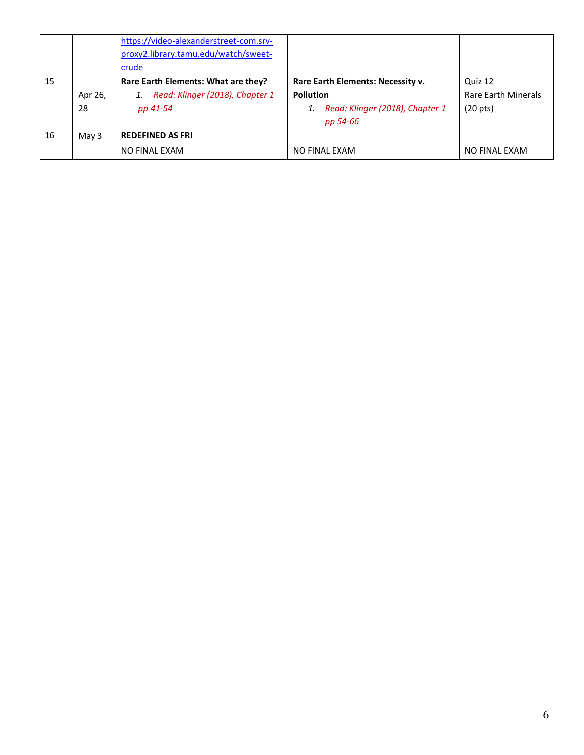| | | | | |
|---|---|---|---|---|
| | | https://video-alexanderstreet-com.srv-proxy2.library.tamu.edu/watch/sweet-crude | | |
| 15 | Apr 26, 28 | **Rare Earth Elements: What are they?** 1. *Read: Klinger (2018), Chapter 1 pp 41-54* | **Rare Earth Elements: Necessity v. Pollution** 1. *Read: Klinger (2018), Chapter 1 pp 54-66* | Quiz 12 Rare Earth Minerals (20 pts) |
| 16 | May 3 | **REDEFINED AS FRI** | | |
| | | NO FINAL EXAM | NO FINAL EXAM | NO FINAL EXAM |